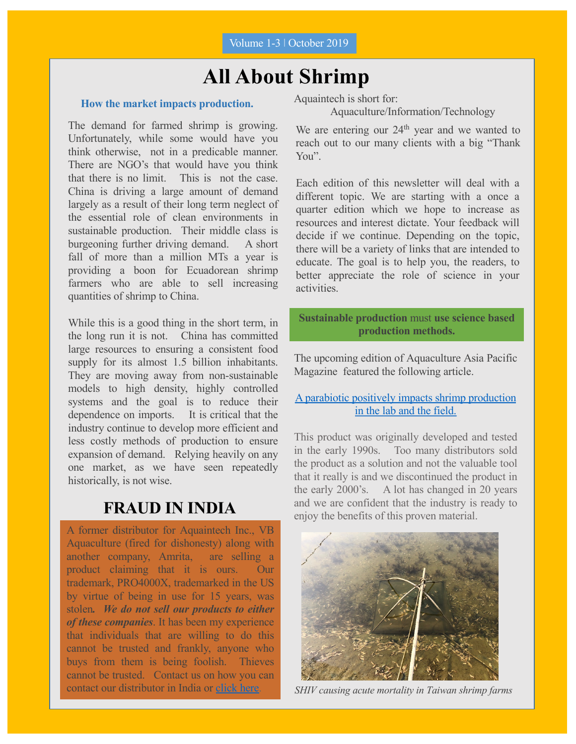Volume 1-3 | October 2019

# All About Shrimp

### How the market impacts production.

The demand for farmed shrimp is growing. Unfortunately, while some would have you think otherwise, not in a predicable manner. There are NGO's that would have you think that there is no limit. This is not the case. China is driving a large amount of demand largely as a result of their long term neglect of the essential role of clean environments in sustainable production. Their middle class is burgeoning further driving demand. A short fall of more than a million MTs a year is providing a boon for Ecuadorean shrimp farmers who are able to sell increasing quantities of shrimp to China.

While this is a good thing in the short term, in the long run it is not. China has committed large resources to ensuring a consistent food supply for its almost 1.5 billion inhabitants. They are moving away from non-sustainable models to high density, highly controlled systems and the goal is to reduce their dependence on imports. It is critical that the industry continue to develop more efficient and less costly methods of production to ensure expansion of demand. Relying heavily on any one market, as we have seen repeatedly historically, is not wise.

## FRAUD IN INDIA

A former distributor for Aquaintech Inc., VB Aquaculture (fired for dishonesty) along with another company, Amrita, are selling a product claiming that it is ours. Our trademark, PRO4000X, trademarked in the US by virtue of being in use for 15 years, was stolen. ***We do not sell our products to either of these companies***. It has been my experience that individuals that are willing to do this cannot be trusted and frankly, anyone who buys from them is being foolish. Thieves cannot be trusted. Contact us on how you can contact our distributor in India or click here.

Aquaintech is short for:
Aquaculture/Information/Technology

We are entering our 24th year and we wanted to reach out to our many clients with a big "Thank You".

Each edition of this newsletter will deal with a different topic. We are starting with a once a quarter edition which we hope to increase as resources and interest dictate. Your feedback will decide if we continue. Depending on the topic, there will be a variety of links that are intended to educate. The goal is to help you, the readers, to better appreciate the role of science in your activities.

**Sustainable production** must **use science based production methods.**

The upcoming edition of Aquaculture Asia Pacific Magazine featured the following article.

A parabiotic positively impacts shrimp production in the lab and the field.

This product was originally developed and tested in the early 1990s. Too many distributors sold the product as a solution and not the valuable tool that it really is and we discontinued the product in the early 2000's. A lot has changed in 20 years and we are confident that the industry is ready to enjoy the benefits of this proven material.

*SHIV causing acute mortality in Taiwan shrimp farms*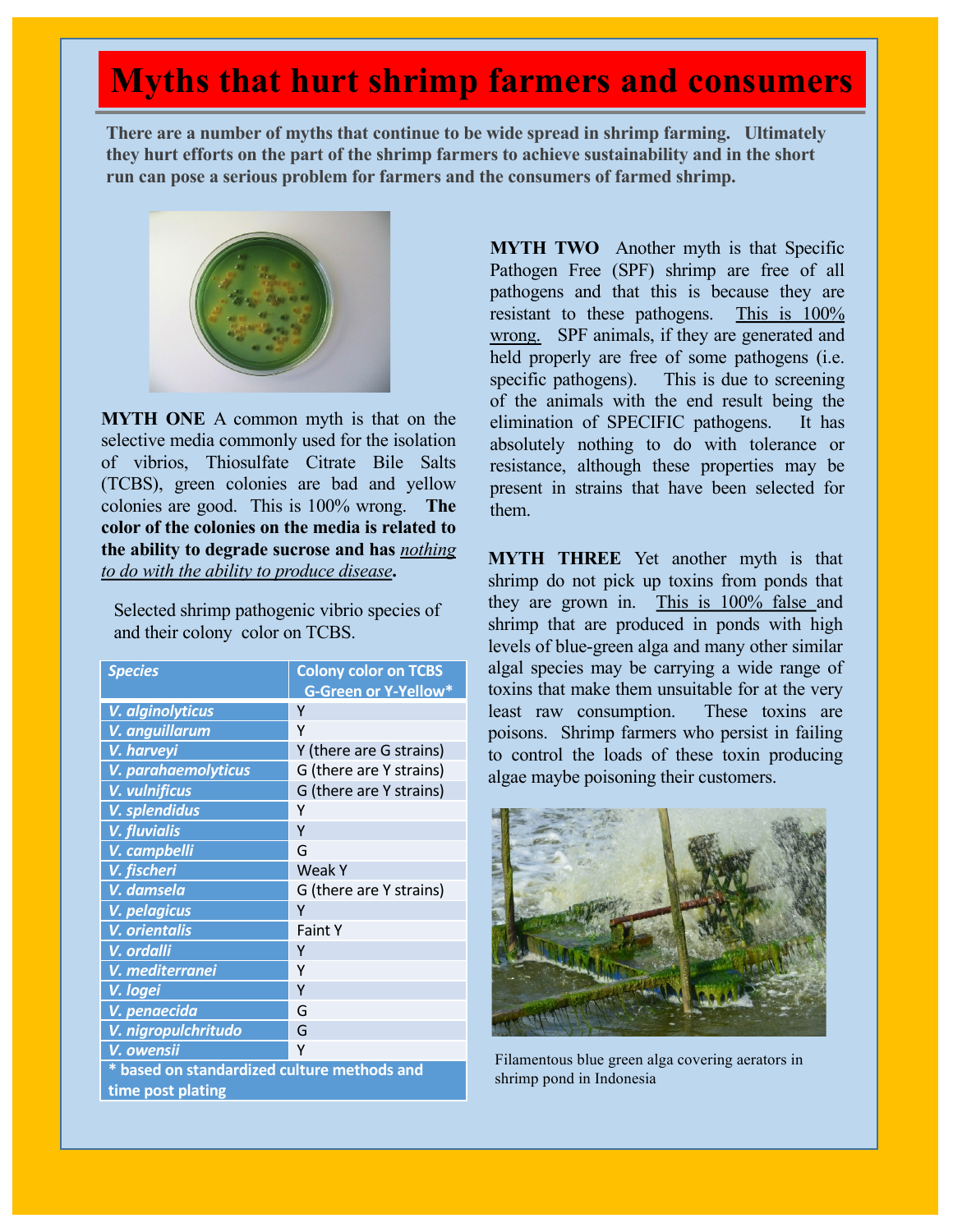# Myths that hurt shrimp farmers and consumers

**There are a number of myths that continue to be wide spread in shrimp farming. Ultimately they hurt efforts on the part of the shrimp farmers to achieve sustainability and in the short run can pose a serious problem for farmers and the consumers of farmed shrimp.**

**MYTH ONE** A common myth is that on the selective media commonly used for the isolation of vibrios, Thiosulfate Citrate Bile Salts (TCBS), green colonies are bad and yellow colonies are good. This is 100% wrong. **The color of the colonies on the media is related to the ability to degrade sucrose and has *nothing to do with the ability to produce disease*.**

Selected shrimp pathogenic vibrio species of and their colony color on TCBS.

| *Species* | Colony color on TCBS G-Green or Y-Yellow* |
|---|---|
| *V. alginolyticus* | Y |
| *V. anguillarum* | Y |
| *V. harveyi* | Y (there are G strains) |
| *V. parahaemolyticus* | G (there are Y strains) |
| *V. vulnificus* | G (there are Y strains) |
| *V. splendidus* | Y |
| *V. fluvialis* | Y |
| *V. campbelli* | G |
| *V. fischeri* | Weak Y |
| *V. damsela* | G (there are Y strains) |
| *V. pelagicus* | Y |
| *V. orientalis* | Faint Y |
| *V. ordalli* | Y |
| *V. mediterranei* | Y |
| *V. logei* | Y |
| *V. penaecida* | G |
| *V. nigropulchritudo* | G |
| *V. owensii* | Y |

\* based on standardized culture methods and time post plating

**MYTH TWO** Another myth is that Specific Pathogen Free (SPF) shrimp are free of all pathogens and that this is because they are resistant to these pathogens. This is 100% wrong. SPF animals, if they are generated and held properly are free of some pathogens (i.e. specific pathogens). This is due to screening of the animals with the end result being the elimination of SPECIFIC pathogens. It has absolutely nothing to do with tolerance or resistance, although these properties may be present in strains that have been selected for them.

**MYTH THREE** Yet another myth is that shrimp do not pick up toxins from ponds that they are grown in. This is 100% false and shrimp that are produced in ponds with high levels of blue-green alga and many other similar algal species may be carrying a wide range of toxins that make them unsuitable for at the very least raw consumption. These toxins are poisons. Shrimp farmers who persist in failing to control the loads of these toxin producing algae maybe poisoning their customers.

Filamentous blue green alga covering aerators in shrimp pond in Indonesia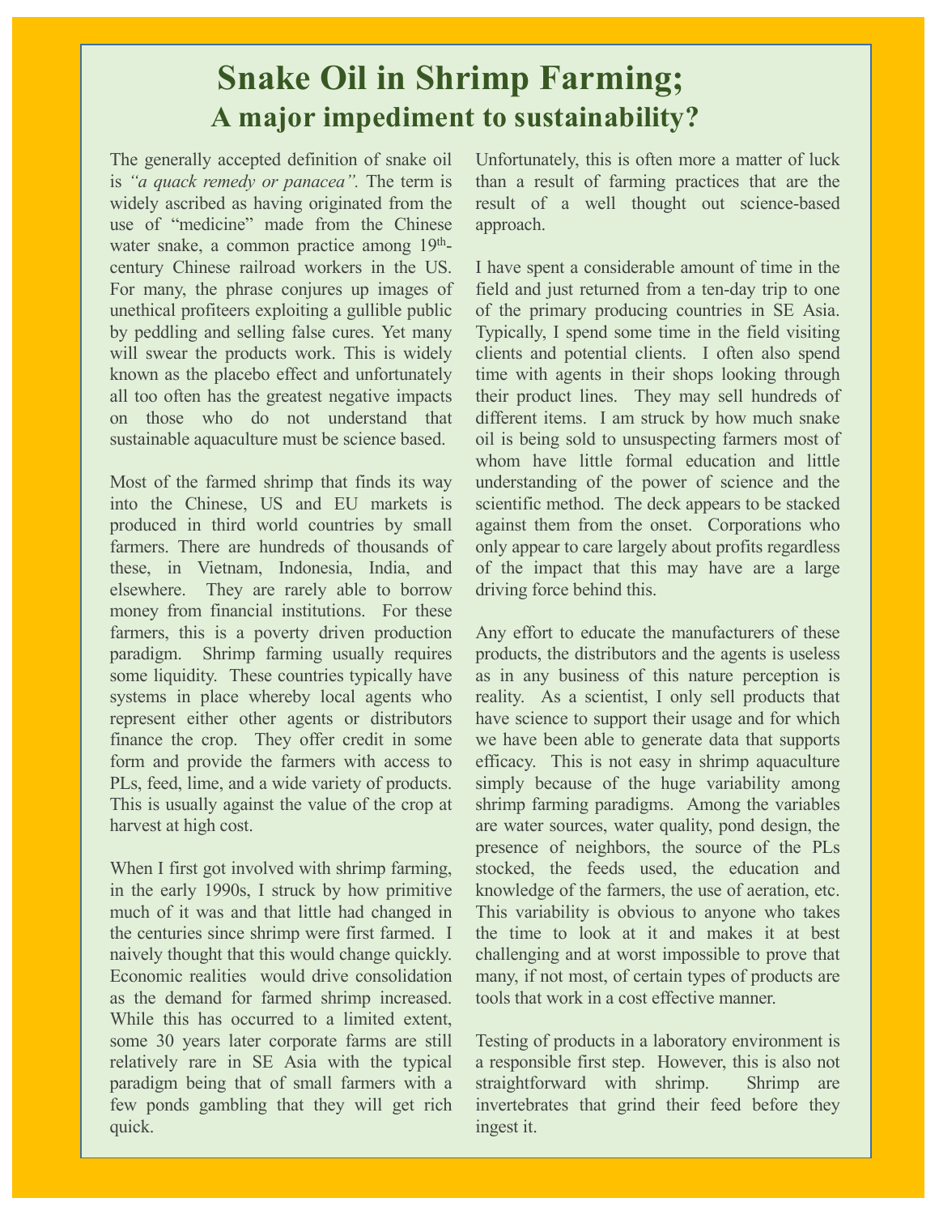# Snake Oil in Shrimp Farming;
## A major impediment to sustainability?

The generally accepted definition of snake oil is *"a quack remedy or panacea"*. The term is widely ascribed as having originated from the use of "medicine" made from the Chinese water snake, a common practice among 19th-century Chinese railroad workers in the US. For many, the phrase conjures up images of unethical profiteers exploiting a gullible public by peddling and selling false cures. Yet many will swear the products work. This is widely known as the placebo effect and unfortunately all too often has the greatest negative impacts on those who do not understand that sustainable aquaculture must be science based.

Most of the farmed shrimp that finds its way into the Chinese, US and EU markets is produced in third world countries by small farmers. There are hundreds of thousands of these, in Vietnam, Indonesia, India, and elsewhere. They are rarely able to borrow money from financial institutions. For these farmers, this is a poverty driven production paradigm. Shrimp farming usually requires some liquidity. These countries typically have systems in place whereby local agents who represent either other agents or distributors finance the crop. They offer credit in some form and provide the farmers with access to PLs, feed, lime, and a wide variety of products. This is usually against the value of the crop at harvest at high cost.

When I first got involved with shrimp farming, in the early 1990s, I struck by how primitive much of it was and that little had changed in the centuries since shrimp were first farmed. I naively thought that this would change quickly. Economic realities would drive consolidation as the demand for farmed shrimp increased. While this has occurred to a limited extent, some 30 years later corporate farms are still relatively rare in SE Asia with the typical paradigm being that of small farmers with a few ponds gambling that they will get rich quick. Unfortunately, this is often more a matter of luck than a result of farming practices that are the result of a well thought out science-based approach.

I have spent a considerable amount of time in the field and just returned from a ten-day trip to one of the primary producing countries in SE Asia. Typically, I spend some time in the field visiting clients and potential clients. I often also spend time with agents in their shops looking through their product lines. They may sell hundreds of different items. I am struck by how much snake oil is being sold to unsuspecting farmers most of whom have little formal education and little understanding of the power of science and the scientific method. The deck appears to be stacked against them from the onset. Corporations who only appear to care largely about profits regardless of the impact that this may have are a large driving force behind this.

Any effort to educate the manufacturers of these products, the distributors and the agents is useless as in any business of this nature perception is reality. As a scientist, I only sell products that have science to support their usage and for which we have been able to generate data that supports efficacy. This is not easy in shrimp aquaculture simply because of the huge variability among shrimp farming paradigms. Among the variables are water sources, water quality, pond design, the presence of neighbors, the source of the PLs stocked, the feeds used, the education and knowledge of the farmers, the use of aeration, etc. This variability is obvious to anyone who takes the time to look at it and makes it at best challenging and at worst impossible to prove that many, if not most, of certain types of products are tools that work in a cost effective manner.

Testing of products in a laboratory environment is a responsible first step. However, this is also not straightforward with shrimp. Shrimp are invertebrates that grind their feed before they ingest it.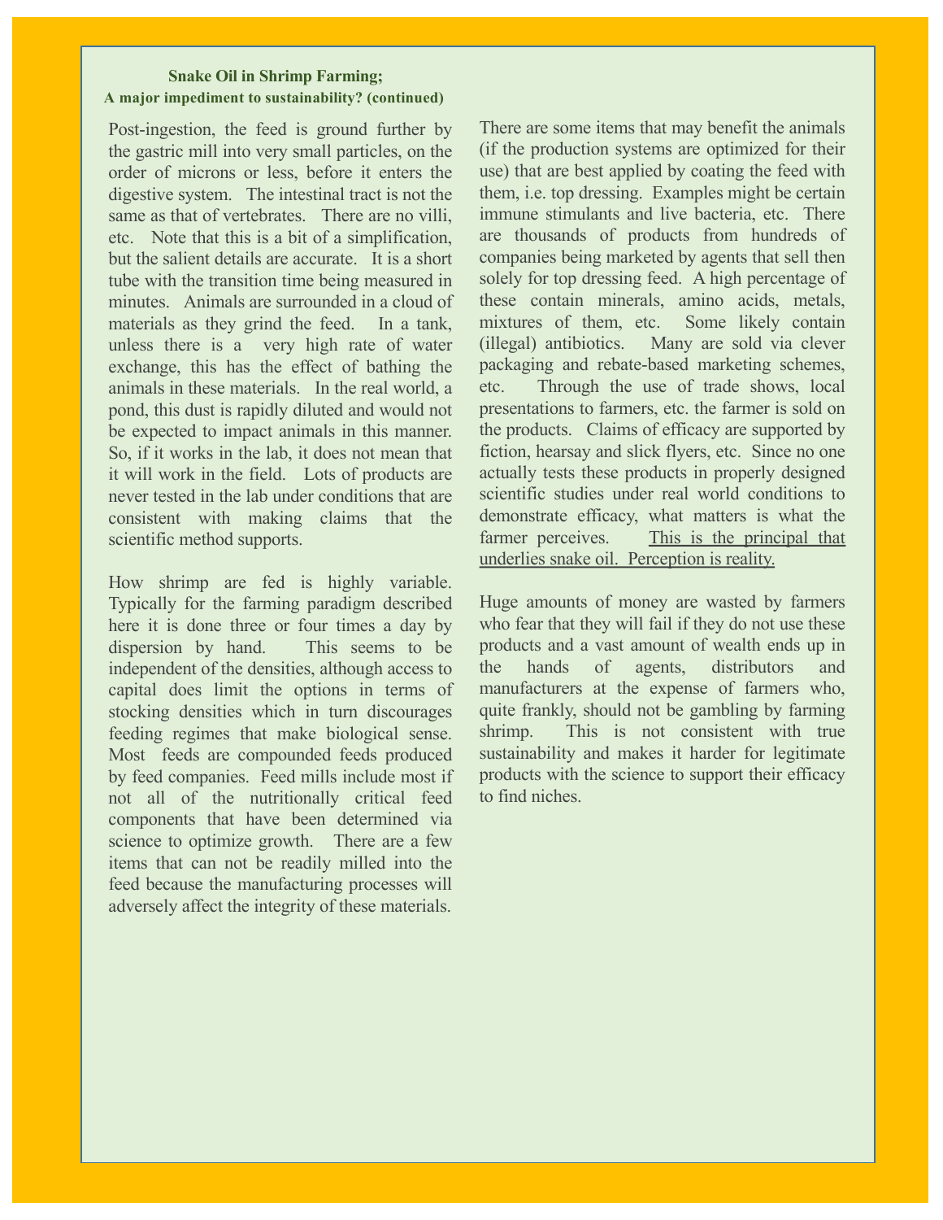**Snake Oil in Shrimp Farming;**
**A major impediment to sustainability? (continued)**

Post-ingestion, the feed is ground further by the gastric mill into very small particles, on the order of microns or less, before it enters the digestive system. The intestinal tract is not the same as that of vertebrates. There are no villi, etc. Note that this is a bit of a simplification, but the salient details are accurate. It is a short tube with the transition time being measured in minutes. Animals are surrounded in a cloud of materials as they grind the feed. In a tank, unless there is a very high rate of water exchange, this has the effect of bathing the animals in these materials. In the real world, a pond, this dust is rapidly diluted and would not be expected to impact animals in this manner. So, if it works in the lab, it does not mean that it will work in the field. Lots of products are never tested in the lab under conditions that are consistent with making claims that the scientific method supports.

How shrimp are fed is highly variable. Typically for the farming paradigm described here it is done three or four times a day by dispersion by hand. This seems to be independent of the densities, although access to capital does limit the options in terms of stocking densities which in turn discourages feeding regimes that make biological sense. Most feeds are compounded feeds produced by feed companies. Feed mills include most if not all of the nutritionally critical feed components that have been determined via science to optimize growth. There are a few items that can not be readily milled into the feed because the manufacturing processes will adversely affect the integrity of these materials. There are some items that may benefit the animals (if the production systems are optimized for their use) that are best applied by coating the feed with them, i.e. top dressing. Examples might be certain immune stimulants and live bacteria, etc. There are thousands of products from hundreds of companies being marketed by agents that sell then solely for top dressing feed. A high percentage of these contain minerals, amino acids, metals, mixtures of them, etc. Some likely contain (illegal) antibiotics. Many are sold via clever packaging and rebate-based marketing schemes, etc. Through the use of trade shows, local presentations to farmers, etc. the farmer is sold on the products. Claims of efficacy are supported by fiction, hearsay and slick flyers, etc. Since no one actually tests these products in properly designed scientific studies under real world conditions to demonstrate efficacy, what matters is what the farmer perceives. <u>This is the principal that underlies snake oil. Perception is reality.</u>

Huge amounts of money are wasted by farmers who fear that they will fail if they do not use these products and a vast amount of wealth ends up in the hands of agents, distributors and manufacturers at the expense of farmers who, quite frankly, should not be gambling by farming shrimp. This is not consistent with true sustainability and makes it harder for legitimate products with the science to support their efficacy to find niches.